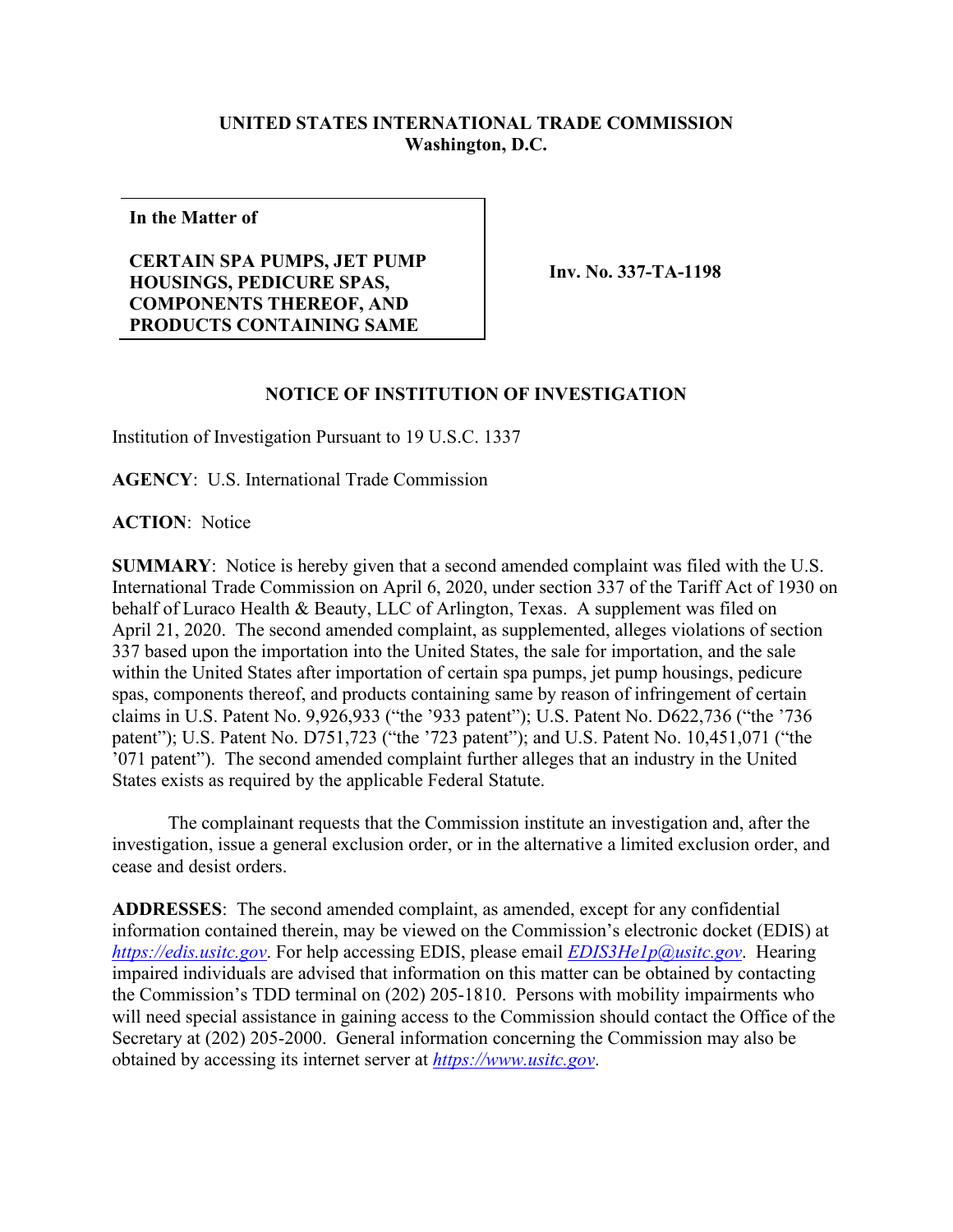**UNITED STATES INTERNATIONAL TRADE COMMISSION**
**Washington, D.C.**

**In the Matter of**

**CERTAIN SPA PUMPS, JET PUMP HOUSINGS, PEDICURE SPAS, COMPONENTS THEREOF, AND PRODUCTS CONTAINING SAME**

**Inv. No. 337-TA-1198**

**NOTICE OF INSTITUTION OF INVESTIGATION**

Institution of Investigation Pursuant to 19 U.S.C. 1337

**AGENCY**: U.S. International Trade Commission

**ACTION**: Notice

**SUMMARY**: Notice is hereby given that a second amended complaint was filed with the U.S. International Trade Commission on April 6, 2020, under section 337 of the Tariff Act of 1930 on behalf of Luraco Health & Beauty, LLC of Arlington, Texas. A supplement was filed on April 21, 2020. The second amended complaint, as supplemented, alleges violations of section 337 based upon the importation into the United States, the sale for importation, and the sale within the United States after importation of certain spa pumps, jet pump housings, pedicure spas, components thereof, and products containing same by reason of infringement of certain claims in U.S. Patent No. 9,926,933 ("the '933 patent"); U.S. Patent No. D622,736 ("the '736 patent"); U.S. Patent No. D751,723 ("the '723 patent"); and U.S. Patent No. 10,451,071 ("the '071 patent"). The second amended complaint further alleges that an industry in the United States exists as required by the applicable Federal Statute.

The complainant requests that the Commission institute an investigation and, after the investigation, issue a general exclusion order, or in the alternative a limited exclusion order, and cease and desist orders.

**ADDRESSES**: The second amended complaint, as amended, except for any confidential information contained therein, may be viewed on the Commission's electronic docket (EDIS) at *https://edis.usitc.gov*. For help accessing EDIS, please email *EDIS3He1p@usitc.gov*. Hearing impaired individuals are advised that information on this matter can be obtained by contacting the Commission's TDD terminal on (202) 205-1810. Persons with mobility impairments who will need special assistance in gaining access to the Commission should contact the Office of the Secretary at (202) 205-2000. General information concerning the Commission may also be obtained by accessing its internet server at *https://www.usitc.gov*.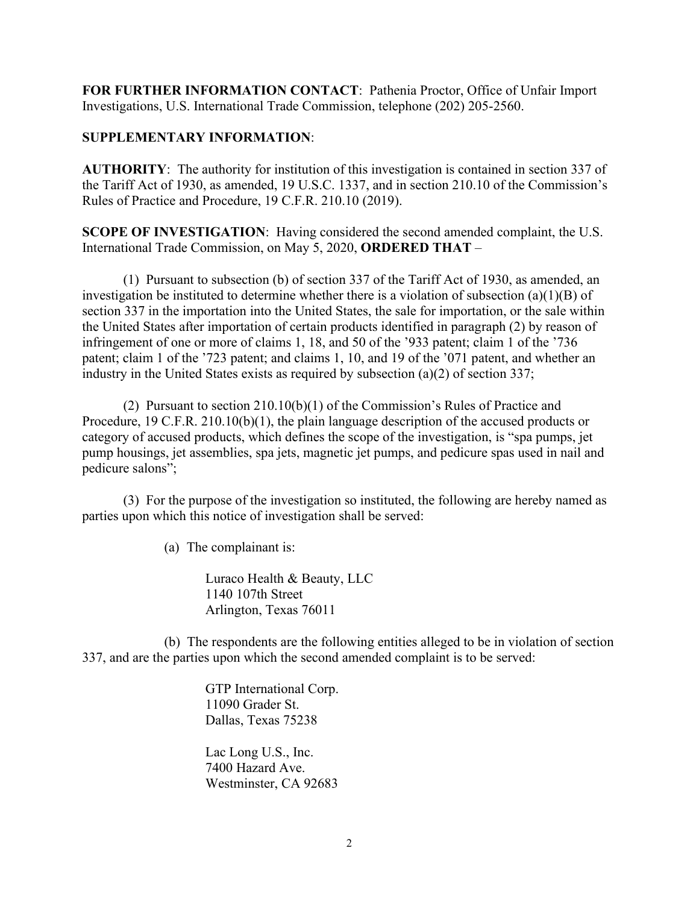**FOR FURTHER INFORMATION CONTACT**: Pathenia Proctor, Office of Unfair Import Investigations, U.S. International Trade Commission, telephone (202) 205-2560.

**SUPPLEMENTARY INFORMATION**:

**AUTHORITY**: The authority for institution of this investigation is contained in section 337 of the Tariff Act of 1930, as amended, 19 U.S.C. 1337, and in section 210.10 of the Commission's Rules of Practice and Procedure, 19 C.F.R. 210.10 (2019).

**SCOPE OF INVESTIGATION**: Having considered the second amended complaint, the U.S. International Trade Commission, on May 5, 2020, **ORDERED THAT** –

(1) Pursuant to subsection (b) of section 337 of the Tariff Act of 1930, as amended, an investigation be instituted to determine whether there is a violation of subsection (a)(1)(B) of section 337 in the importation into the United States, the sale for importation, or the sale within the United States after importation of certain products identified in paragraph (2) by reason of infringement of one or more of claims 1, 18, and 50 of the '933 patent; claim 1 of the '736 patent; claim 1 of the '723 patent; and claims 1, 10, and 19 of the '071 patent, and whether an industry in the United States exists as required by subsection (a)(2) of section 337;

(2) Pursuant to section 210.10(b)(1) of the Commission's Rules of Practice and Procedure, 19 C.F.R. 210.10(b)(1), the plain language description of the accused products or category of accused products, which defines the scope of the investigation, is "spa pumps, jet pump housings, jet assemblies, spa jets, magnetic jet pumps, and pedicure spas used in nail and pedicure salons";

(3) For the purpose of the investigation so instituted, the following are hereby named as parties upon which this notice of investigation shall be served:

(a) The complainant is:

Luraco Health & Beauty, LLC
1140 107th Street
Arlington, Texas 76011

(b) The respondents are the following entities alleged to be in violation of section 337, and are the parties upon which the second amended complaint is to be served:

GTP International Corp.
11090 Grader St.
Dallas, Texas 75238

Lac Long U.S., Inc.
7400 Hazard Ave.
Westminster, CA 92683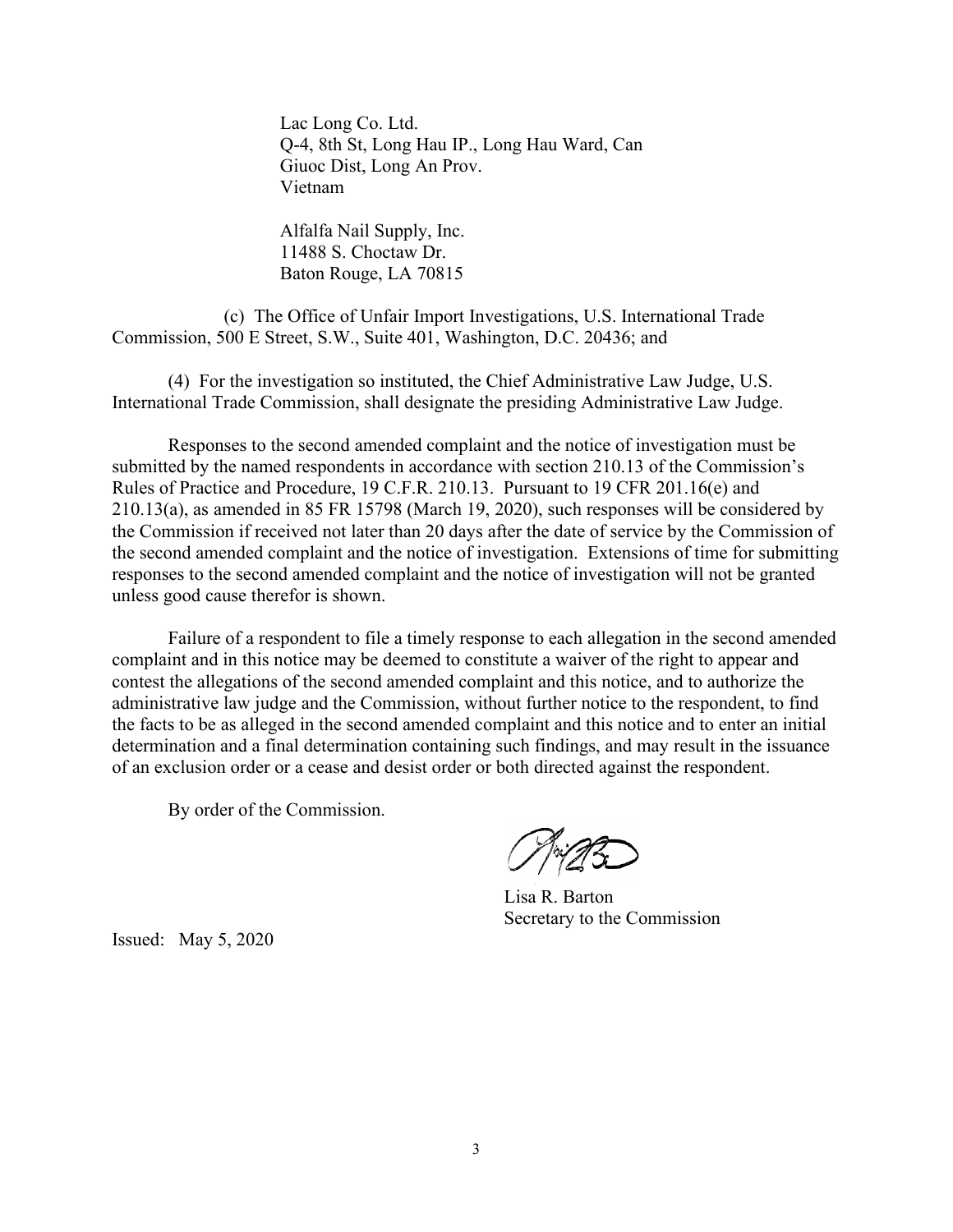Lac Long Co. Ltd.
Q-4, 8th St, Long Hau IP., Long Hau Ward, Can
Giuoc Dist, Long An Prov.
Vietnam

Alfalfa Nail Supply, Inc.
11488 S. Choctaw Dr.
Baton Rouge, LA 70815

(c) The Office of Unfair Import Investigations, U.S. International Trade Commission, 500 E Street, S.W., Suite 401, Washington, D.C. 20436; and

(4) For the investigation so instituted, the Chief Administrative Law Judge, U.S. International Trade Commission, shall designate the presiding Administrative Law Judge.

Responses to the second amended complaint and the notice of investigation must be submitted by the named respondents in accordance with section 210.13 of the Commission's Rules of Practice and Procedure, 19 C.F.R. 210.13. Pursuant to 19 CFR 201.16(e) and 210.13(a), as amended in 85 FR 15798 (March 19, 2020), such responses will be considered by the Commission if received not later than 20 days after the date of service by the Commission of the second amended complaint and the notice of investigation. Extensions of time for submitting responses to the second amended complaint and the notice of investigation will not be granted unless good cause therefor is shown.

Failure of a respondent to file a timely response to each allegation in the second amended complaint and in this notice may be deemed to constitute a waiver of the right to appear and contest the allegations of the second amended complaint and this notice, and to authorize the administrative law judge and the Commission, without further notice to the respondent, to find the facts to be as alleged in the second amended complaint and this notice and to enter an initial determination and a final determination containing such findings, and may result in the issuance of an exclusion order or a cease and desist order or both directed against the respondent.

By order of the Commission.

Lisa R. Barton
Secretary to the Commission

Issued: May 5, 2020